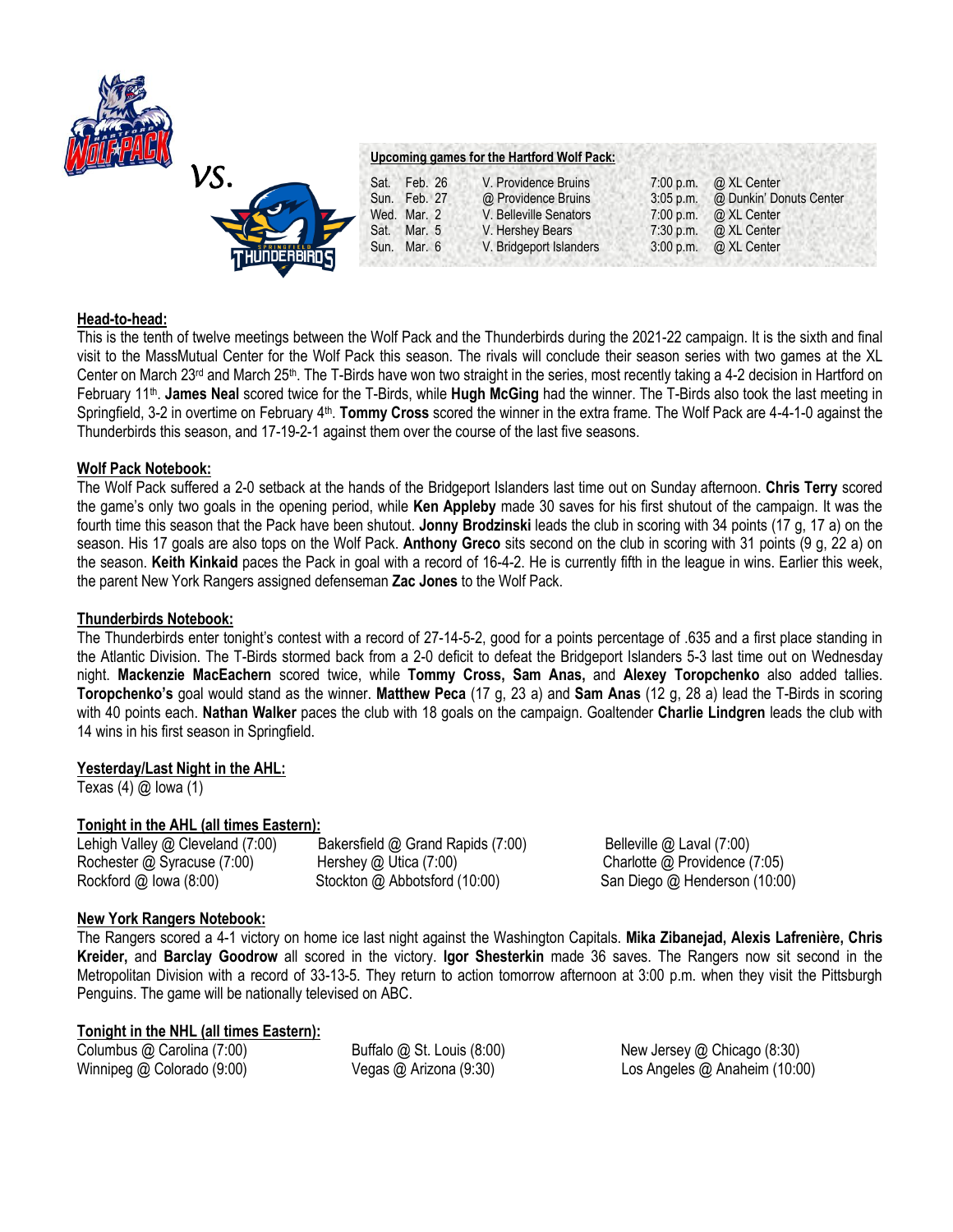vs.

**Upcoming games for the Hartford Wolf Pack:**

| | | | | |
|---|---|---|---|---|
| Sat. | Feb. 26 | V. Providence Bruins | 7:00 p.m. | @ XL Center |
| Sun. | Feb. 27 | @ Providence Bruins | 3:05 p.m. | @ Dunkin' Donuts Center |
| Wed. | Mar. 2 | V. Belleville Senators | 7:00 p.m. | @ XL Center |
| Sat. | Mar. 5 | V. Hershey Bears | 7:30 p.m. | @ XL Center |
| Sun. | Mar. 6 | V. Bridgeport Islanders | 3:00 p.m. | @ XL Center |

**Head-to-head:**

This is the tenth of twelve meetings between the Wolf Pack and the Thunderbirds during the 2021-22 campaign. It is the sixth and final visit to the MassMutual Center for the Wolf Pack this season. The rivals will conclude their season series with two games at the XL Center on March 23rd and March 25th. The T-Birds have won two straight in the series, most recently taking a 4-2 decision in Hartford on February 11th. **James Neal** scored twice for the T-Birds, while **Hugh McGing** had the winner. The T-Birds also took the last meeting in Springfield, 3-2 in overtime on February 4th. **Tommy Cross** scored the winner in the extra frame. The Wolf Pack are 4-4-1-0 against the Thunderbirds this season, and 17-19-2-1 against them over the course of the last five seasons.

**Wolf Pack Notebook:**

The Wolf Pack suffered a 2-0 setback at the hands of the Bridgeport Islanders last time out on Sunday afternoon. **Chris Terry** scored the game's only two goals in the opening period, while **Ken Appleby** made 30 saves for his first shutout of the campaign. It was the fourth time this season that the Pack have been shutout. **Jonny Brodzinski** leads the club in scoring with 34 points (17 g, 17 a) on the season. His 17 goals are also tops on the Wolf Pack. **Anthony Greco** sits second on the club in scoring with 31 points (9 g, 22 a) on the season. **Keith Kinkaid** paces the Pack in goal with a record of 16-4-2. He is currently fifth in the league in wins. Earlier this week, the parent New York Rangers assigned defenseman **Zac Jones** to the Wolf Pack.

**Thunderbirds Notebook:**

The Thunderbirds enter tonight's contest with a record of 27-14-5-2, good for a points percentage of .635 and a first place standing in the Atlantic Division. The T-Birds stormed back from a 2-0 deficit to defeat the Bridgeport Islanders 5-3 last time out on Wednesday night. **Mackenzie MacEachern** scored twice, while **Tommy Cross, Sam Anas,** and **Alexey Toropchenko** also added tallies. **Toropchenko's** goal would stand as the winner. **Matthew Peca** (17 g, 23 a) and **Sam Anas** (12 g, 28 a) lead the T-Birds in scoring with 40 points each. **Nathan Walker** paces the club with 18 goals on the campaign. Goaltender **Charlie Lindgren** leads the club with 14 wins in his first season in Springfield.

**Yesterday/Last Night in the AHL:**

Texas (4) @ Iowa (1)

**Tonight in the AHL (all times Eastern):**

Lehigh Valley @ Cleveland (7:00)
Rochester @ Syracuse (7:00)
Rockford @ Iowa (8:00)
Bakersfield @ Grand Rapids (7:00)
Hershey @ Utica (7:00)
Stockton @ Abbotsford (10:00)
Belleville @ Laval (7:00)
Charlotte @ Providence (7:05)
San Diego @ Henderson (10:00)

**New York Rangers Notebook:**

The Rangers scored a 4-1 victory on home ice last night against the Washington Capitals. **Mika Zibanejad, Alexis Lafrenière, Chris Kreider,** and **Barclay Goodrow** all scored in the victory. **Igor Shesterkin** made 36 saves. The Rangers now sit second in the Metropolitan Division with a record of 33-13-5. They return to action tomorrow afternoon at 3:00 p.m. when they visit the Pittsburgh Penguins. The game will be nationally televised on ABC.

**Tonight in the NHL (all times Eastern):**

Columbus @ Carolina (7:00)
Winnipeg @ Colorado (9:00)
Buffalo @ St. Louis (8:00)
Vegas @ Arizona (9:30)
New Jersey @ Chicago (8:30)
Los Angeles @ Anaheim (10:00)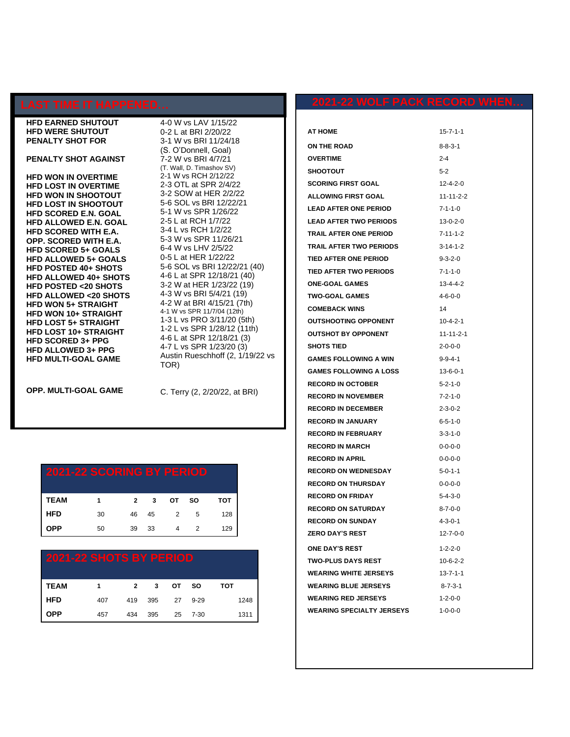## LAST TIME IT HAPPENED…

| | |
|---|---|
| **HFD EARNED SHUTOUT** | 4-0 W vs LAV 1/15/22 |
| **HFD WERE SHUTOUT** | 0-2 L at BRI 2/20/22 |
| **PENALTY SHOT FOR** | 3-1 W vs BRI 11/24/18 (S. O'Donnell, Goal) |
| **PENALTY SHOT AGAINST** | 7-2 W vs BRI 4/7/21 (T. Wall, D. Timashov SV) |
| **HFD WON IN OVERTIME** | 2-1 W vs RCH 2/12/22 |
| **HFD LOST IN OVERTIME** | 2-3 OTL at SPR 2/4/22 |
| **HFD WON IN SHOOTOUT** | 3-2 SOW at HER 2/2/22 |
| **HFD LOST IN SHOOTOUT** | 5-6 SOL vs BRI 12/22/21 |
| **HFD SCORED E.N. GOAL** | 5-1 W vs SPR 1/26/22 |
| **HFD ALLOWED E.N. GOAL** | 2-5 L at RCH 1/7/22 |
| **HFD SCORED WITH E.A.** | 3-4 L vs RCH 1/2/22 |
| **OPP. SCORED WITH E.A.** | 5-3 W vs SPR 11/26/21 |
| **HFD SCORED 5+ GOALS** | 6-4 W vs LHV 2/5/22 |
| **HFD ALLOWED 5+ GOALS** | 0-5 L at HER 1/22/22 |
| **HFD POSTED 40+ SHOTS** | 5-6 SOL vs BRI 12/22/21 (40) |
| **HFD ALLOWED 40+ SHOTS** | 4-6 L at SPR 12/18/21 (40) |
| **HFD POSTED <20 SHOTS** | 3-2 W at HER 1/23/22 (19) |
| **HFD ALLOWED <20 SHOTS** | 4-3 W vs BRI 5/4/21 (19) |
| **HFD WON 5+ STRAIGHT** | 4-2 W at BRI 4/15/21 (7th) |
| **HFD WON 10+ STRAIGHT** | 4-1 W vs SPR 11/7/04 (12th) |
| **HFD LOST 5+ STRAIGHT** | 1-3 L vs PRO 3/11/20 (5th) |
| **HFD LOST 10+ STRAIGHT** | 1-2 L vs SPR 1/28/12 (11th) |
| **HFD SCORED 3+ PPG** | 4-6 L at SPR 12/18/21 (3) |
| **HFD ALLOWED 3+ PPG** | 4-7 L vs SPR 1/23/20 (3) |
| **HFD MULTI-GOAL GAME** | Austin Rueschhoff (2, 1/19/22 vs TOR) |
| **OPP. MULTI-GOAL GAME** | C. Terry (2, 2/20/22, at BRI) |

## 2021-22 SCORING BY PERIOD

| TEAM | 1 | 2 | 3 | OT | SO | TOT |
|---|---|---|---|---|---|---|
| HFD | 30 | 46 | 45 | 2 | 5 | 128 |
| OPP | 50 | 39 | 33 | 4 | 2 | 129 |

## 2021-22 SHOTS BY PERIOD

| TEAM | 1 | 2 | 3 | OT | SO | TOT |
|---|---|---|---|---|---|---|
| HFD | 407 | 419 | 395 | 27 | 9-29 | 1248 |
| OPP | 457 | 434 | 395 | 25 | 7-30 | 1311 |

## 2021-22 WOLF PACK RECORD WHEN…

| | |
|---|---|
| AT HOME | 15-7-1-1 |
| ON THE ROAD | 8-8-3-1 |
| OVERTIME | 2-4 |
| SHOOTOUT | 5-2 |
| SCORING FIRST GOAL | 12-4-2-0 |
| ALLOWING FIRST GOAL | 11-11-2-2 |
| LEAD AFTER ONE PERIOD | 7-1-1-0 |
| LEAD AFTER TWO PERIODS | 13-0-2-0 |
| TRAIL AFTER ONE PERIOD | 7-11-1-2 |
| TRAIL AFTER TWO PERIODS | 3-14-1-2 |
| TIED AFTER ONE PERIOD | 9-3-2-0 |
| TIED AFTER TWO PERIODS | 7-1-1-0 |
| ONE-GOAL GAMES | 13-4-4-2 |
| TWO-GOAL GAMES | 4-6-0-0 |
| COMEBACK WINS | 14 |
| OUTSHOOTING OPPONENT | 10-4-2-1 |
| OUTSHOT BY OPPONENT | 11-11-2-1 |
| SHOTS TIED | 2-0-0-0 |
| GAMES FOLLOWING A WIN | 9-9-4-1 |
| GAMES FOLLOWING A LOSS | 13-6-0-1 |
| RECORD IN OCTOBER | 5-2-1-0 |
| RECORD IN NOVEMBER | 7-2-1-0 |
| RECORD IN DECEMBER | 2-3-0-2 |
| RECORD IN JANUARY | 6-5-1-0 |
| RECORD IN FEBRUARY | 3-3-1-0 |
| RECORD IN MARCH | 0-0-0-0 |
| RECORD IN APRIL | 0-0-0-0 |
| RECORD ON WEDNESDAY | 5-0-1-1 |
| RECORD ON THURSDAY | 0-0-0-0 |
| RECORD ON FRIDAY | 5-4-3-0 |
| RECORD ON SATURDAY | 8-7-0-0 |
| RECORD ON SUNDAY | 4-3-0-1 |
| ZERO DAY'S REST | 12-7-0-0 |
| ONE DAY'S REST | 1-2-2-0 |
| TWO-PLUS DAYS REST | 10-6-2-2 |
| WEARING WHITE JERSEYS | 13-7-1-1 |
| WEARING BLUE JERSEYS | 8-7-3-1 |
| WEARING RED JERSEYS | 1-2-0-0 |
| WEARING SPECIALTY JERSEYS | 1-0-0-0 |